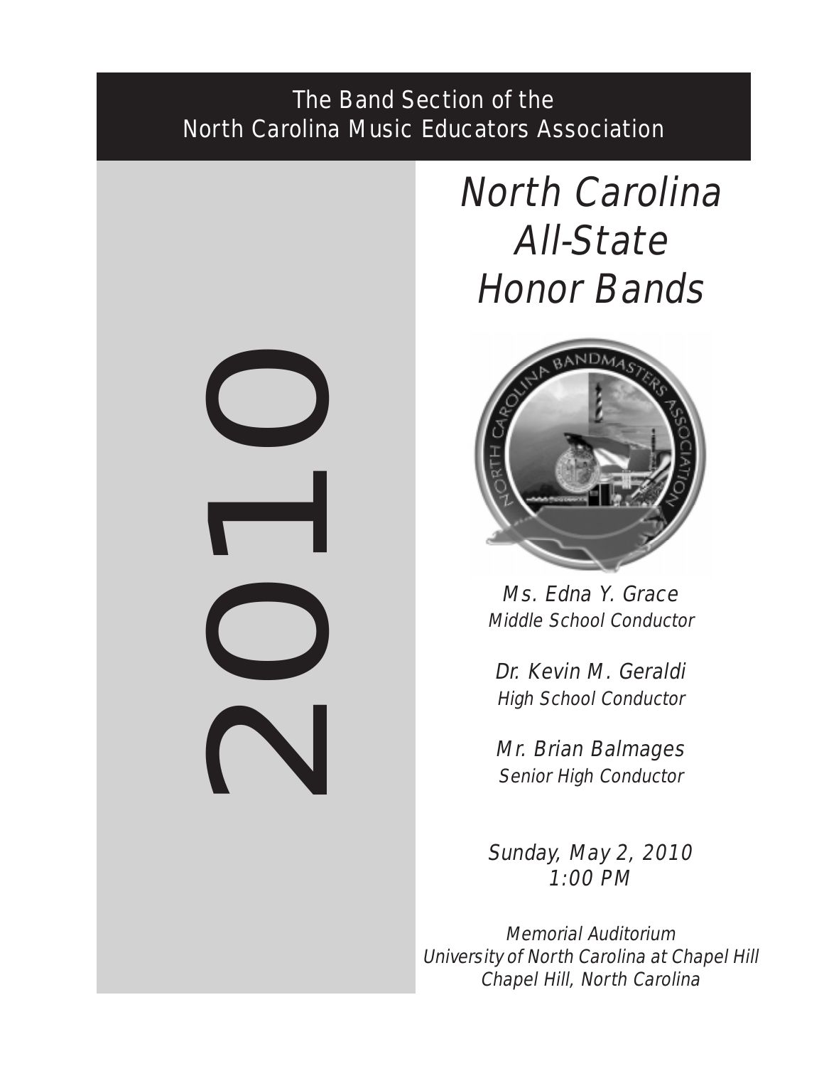The Band Section of the
North Carolina Music Educators Association

2010

# North Carolina All-State Honor Bands

*Ms. Edna Y. Grace*
*Middle School Conductor*

*Dr. Kevin M. Geraldi*
*High School Conductor*

*Mr. Brian Balmages*
*Senior High Conductor*

*Sunday, May 2, 2010*
*1:00 PM*

*Memorial Auditorium*
*University of North Carolina at Chapel Hill*
*Chapel Hill, North Carolina*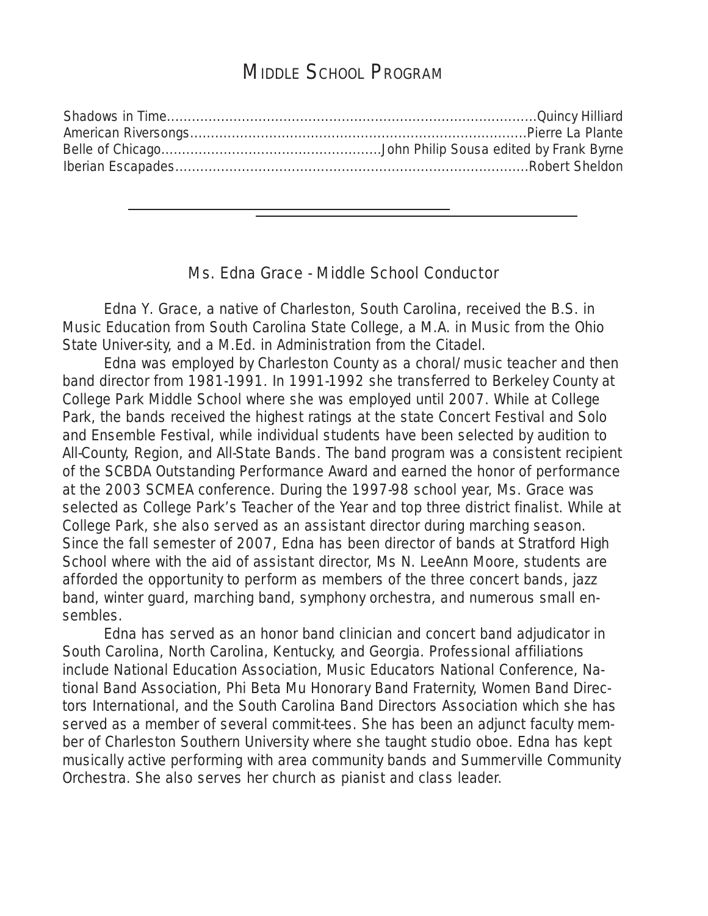# Middle School Program

Shadows in Time..........................................................................................Quincy Hilliard
American Riversongs...................................................................................Pierre La Plante
Belle of Chicago....................................................John Philip Sousa edited by Frank Byrne
Iberian Escapades......................................................................................Robert Sheldon

---

## Ms. Edna Grace - Middle School Conductor

Edna Y. Grace, a native of Charleston, South Carolina, received the B.S. in Music Education from South Carolina State College, a M.A. in Music from the Ohio State Univer-sity, and a M.Ed. in Administration from the Citadel.

Edna was employed by Charleston County as a choral/music teacher and then band director from 1981-1991. In 1991-1992 she transferred to Berkeley County at College Park Middle School where she was employed until 2007. While at College Park, the bands received the highest ratings at the state Concert Festival and Solo and Ensemble Festival, while individual students have been selected by audition to All-County, Region, and All-State Bands. The band program was a consistent recipient of the SCBDA Outstanding Performance Award and earned the honor of performance at the 2003 SCMEA conference. During the 1997-98 school year, Ms. Grace was selected as College Park's Teacher of the Year and top three district finalist. While at College Park, she also served as an assistant director during marching season. Since the fall semester of 2007, Edna has been director of bands at Stratford High School where with the aid of assistant director, Ms N. LeeAnn Moore, students are afforded the opportunity to perform as members of the three concert bands, jazz band, winter guard, marching band, symphony orchestra, and numerous small ensembles.

Edna has served as an honor band clinician and concert band adjudicator in South Carolina, North Carolina, Kentucky, and Georgia. Professional affiliations include National Education Association, Music Educators National Conference, National Band Association, Phi Beta Mu Honorary Band Fraternity, Women Band Directors International, and the South Carolina Band Directors Association which she has served as a member of several commit-tees. She has been an adjunct faculty member of Charleston Southern University where she taught studio oboe. Edna has kept musically active performing with area community bands and Summerville Community Orchestra. She also serves her church as pianist and class leader.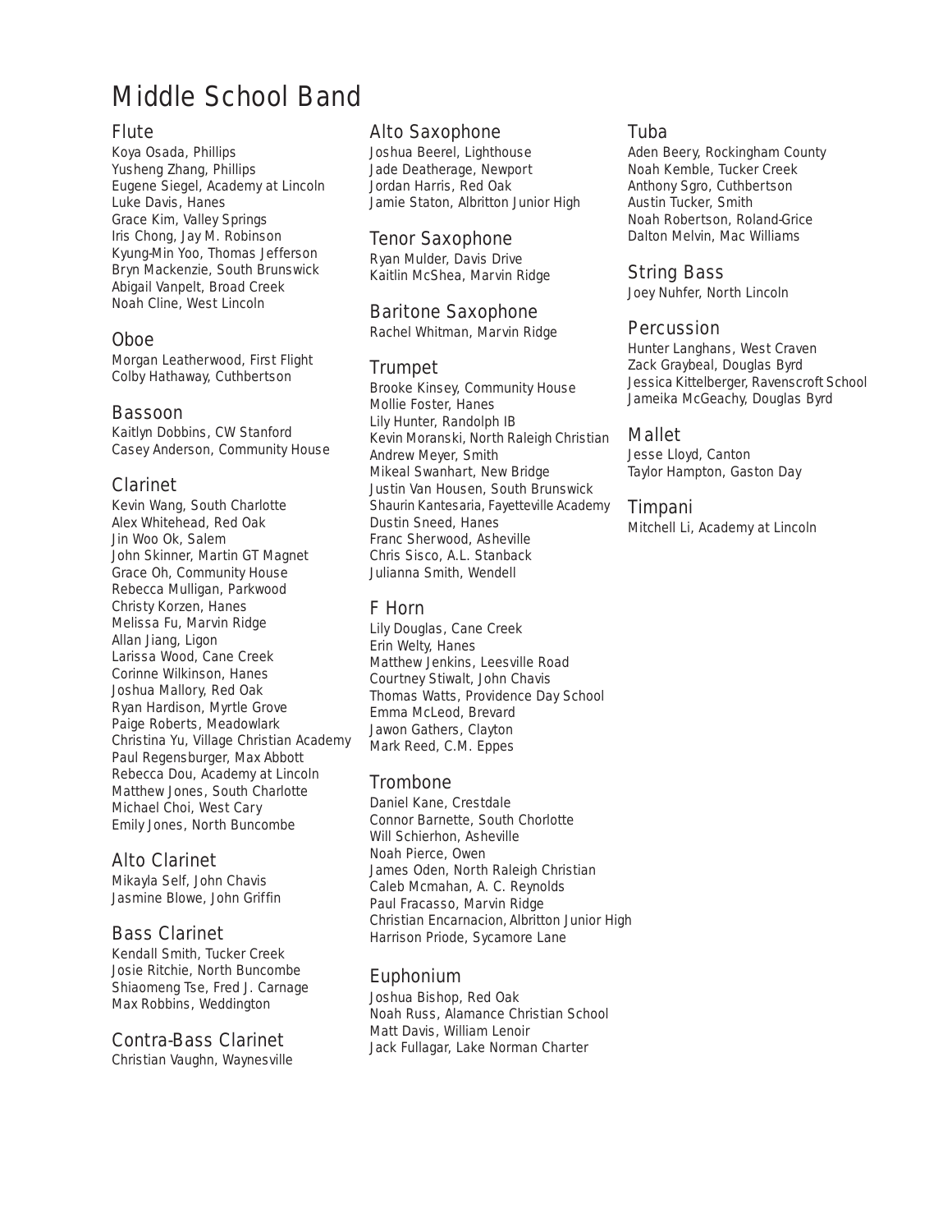# Middle School Band

## Flute

Koya Osada, Phillips
Yusheng Zhang, Phillips
Eugene Siegel, Academy at Lincoln
Luke Davis, Hanes
Grace Kim, Valley Springs
Iris Chong, Jay M. Robinson
Kyung-Min Yoo, Thomas Jefferson
Bryn Mackenzie, South Brunswick
Abigail Vanpelt, Broad Creek
Noah Cline, West Lincoln

## Oboe

Morgan Leatherwood, First Flight
Colby Hathaway, Cuthbertson

## Bassoon

Kaitlyn Dobbins, CW Stanford
Casey Anderson, Community House

## Clarinet

Kevin Wang, South Charlotte
Alex Whitehead, Red Oak
Jin Woo Ok, Salem
John Skinner, Martin GT Magnet
Grace Oh, Community House
Rebecca Mulligan, Parkwood
Christy Korzen, Hanes
Melissa Fu, Marvin Ridge
Allan Jiang, Ligon
Larissa Wood, Cane Creek
Corinne Wilkinson, Hanes
Joshua Mallory, Red Oak
Ryan Hardison, Myrtle Grove
Paige Roberts, Meadowlark
Christina Yu, Village Christian Academy
Paul Regensburger, Max Abbott
Rebecca Dou, Academy at Lincoln
Matthew Jones, South Charlotte
Michael Choi, West Cary
Emily Jones, North Buncombe

## Alto Clarinet

Mikayla Self, John Chavis
Jasmine Blowe, John Griffin

## Bass Clarinet

Kendall Smith, Tucker Creek
Josie Ritchie, North Buncombe
Shiaomeng Tse, Fred J. Carnage
Max Robbins, Weddington

## Contra-Bass Clarinet

Christian Vaughn, Waynesville

## Alto Saxophone

Joshua Beerel, Lighthouse
Jade Deatherage, Newport
Jordan Harris, Red Oak
Jamie Staton, Albritton Junior High

## Tenor Saxophone

Ryan Mulder, Davis Drive
Kaitlin McShea, Marvin Ridge

## Baritone Saxophone

Rachel Whitman, Marvin Ridge

## Trumpet

Brooke Kinsey, Community House
Mollie Foster, Hanes
Lily Hunter, Randolph IB
Kevin Moranski, North Raleigh Christian
Andrew Meyer, Smith
Mikeal Swanhart, New Bridge
Justin Van Housen, South Brunswick
Shaurin Kantesaria, Fayetteville Academy
Dustin Sneed, Hanes
Franc Sherwood, Asheville
Chris Sisco, A.L. Stanback
Julianna Smith, Wendell

## F Horn

Lily Douglas, Cane Creek
Erin Welty, Hanes
Matthew Jenkins, Leesville Road
Courtney Stiwalt, John Chavis
Thomas Watts, Providence Day School
Emma McLeod, Brevard
Jawon Gathers, Clayton
Mark Reed, C.M. Eppes

## Trombone

Daniel Kane, Crestdale
Connor Barnette, South Chorlotte
Will Schierhon, Asheville
Noah Pierce, Owen
James Oden, North Raleigh Christian
Caleb Mcmahan, A. C. Reynolds
Paul Fracasso, Marvin Ridge
Christian Encarnacion, Albritton Junior High
Harrison Priode, Sycamore Lane

## Euphonium

Joshua Bishop, Red Oak
Noah Russ, Alamance Christian School
Matt Davis, William Lenoir
Jack Fullagar, Lake Norman Charter

## Tuba

Aden Beery, Rockingham County
Noah Kemble, Tucker Creek
Anthony Sgro, Cuthbertson
Austin Tucker, Smith
Noah Robertson, Roland-Grice
Dalton Melvin, Mac Williams

## String Bass

Joey Nuhfer, North Lincoln

## Percussion

Hunter Langhans, West Craven
Zack Graybeal, Douglas Byrd
Jessica Kittelberger, Ravenscroft School
Jameika McGeachy, Douglas Byrd

## Mallet

Jesse Lloyd, Canton
Taylor Hampton, Gaston Day

## Timpani

Mitchell Li, Academy at Lincoln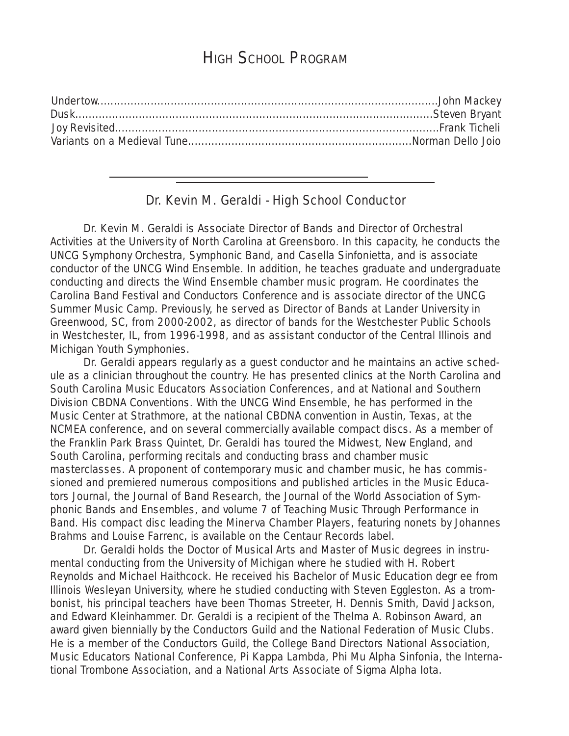# High School Program

Undertow....................................................................................................John Mackey
Dusk..........................................................................................................Steven Bryant
Joy Revisited.............................................................................................Frank Ticheli
Variants on a Medieval Tune...................................................................Norman Dello Joio

---

## Dr. Kevin M. Geraldi - High School Conductor

Dr. Kevin M. Geraldi is Associate Director of Bands and Director of Orchestral Activities at the University of North Carolina at Greensboro. In this capacity, he conducts the UNCG Symphony Orchestra, Symphonic Band, and Casella Sinfonietta, and is associate conductor of the UNCG Wind Ensemble. In addition, he teaches graduate and undergraduate conducting and directs the Wind Ensemble chamber music program. He coordinates the Carolina Band Festival and Conductors Conference and is associate director of the UNCG Summer Music Camp. Previously, he served as Director of Bands at Lander University in Greenwood, SC, from 2000-2002, as director of bands for the Westchester Public Schools in Westchester, IL, from 1996-1998, and as assistant conductor of the Central Illinois and Michigan Youth Symphonies.

Dr. Geraldi appears regularly as a guest conductor and he maintains an active schedule as a clinician throughout the country. He has presented clinics at the North Carolina and South Carolina Music Educators Association Conferences, and at National and Southern Division CBDNA Conventions. With the UNCG Wind Ensemble, he has performed in the Music Center at Strathmore, at the national CBDNA convention in Austin, Texas, at the NCMEA conference, and on several commercially available compact discs. As a member of the Franklin Park Brass Quintet, Dr. Geraldi has toured the Midwest, New England, and South Carolina, performing recitals and conducting brass and chamber music masterclasses. A proponent of contemporary music and chamber music, he has commissioned and premiered numerous compositions and published articles in the Music Educators Journal, the Journal of Band Research, the Journal of the World Association of Symphonic Bands and Ensembles, and volume 7 of Teaching Music Through Performance in Band. His compact disc leading the Minerva Chamber Players, featuring nonets by Johannes Brahms and Louise Farrenc, is available on the Centaur Records label.

Dr. Geraldi holds the Doctor of Musical Arts and Master of Music degrees in instrumental conducting from the University of Michigan where he studied with H. Robert Reynolds and Michael Haithcock. He received his Bachelor of Music Education degree from Illinois Wesleyan University, where he studied conducting with Steven Eggleston. As a trombonist, his principal teachers have been Thomas Streeter, H. Dennis Smith, David Jackson, and Edward Kleinhammer. Dr. Geraldi is a recipient of the Thelma A. Robinson Award, an award given biennially by the Conductors Guild and the National Federation of Music Clubs. He is a member of the Conductors Guild, the College Band Directors National Association, Music Educators National Conference, Pi Kappa Lambda, Phi Mu Alpha Sinfonia, the International Trombone Association, and a National Arts Associate of Sigma Alpha Iota.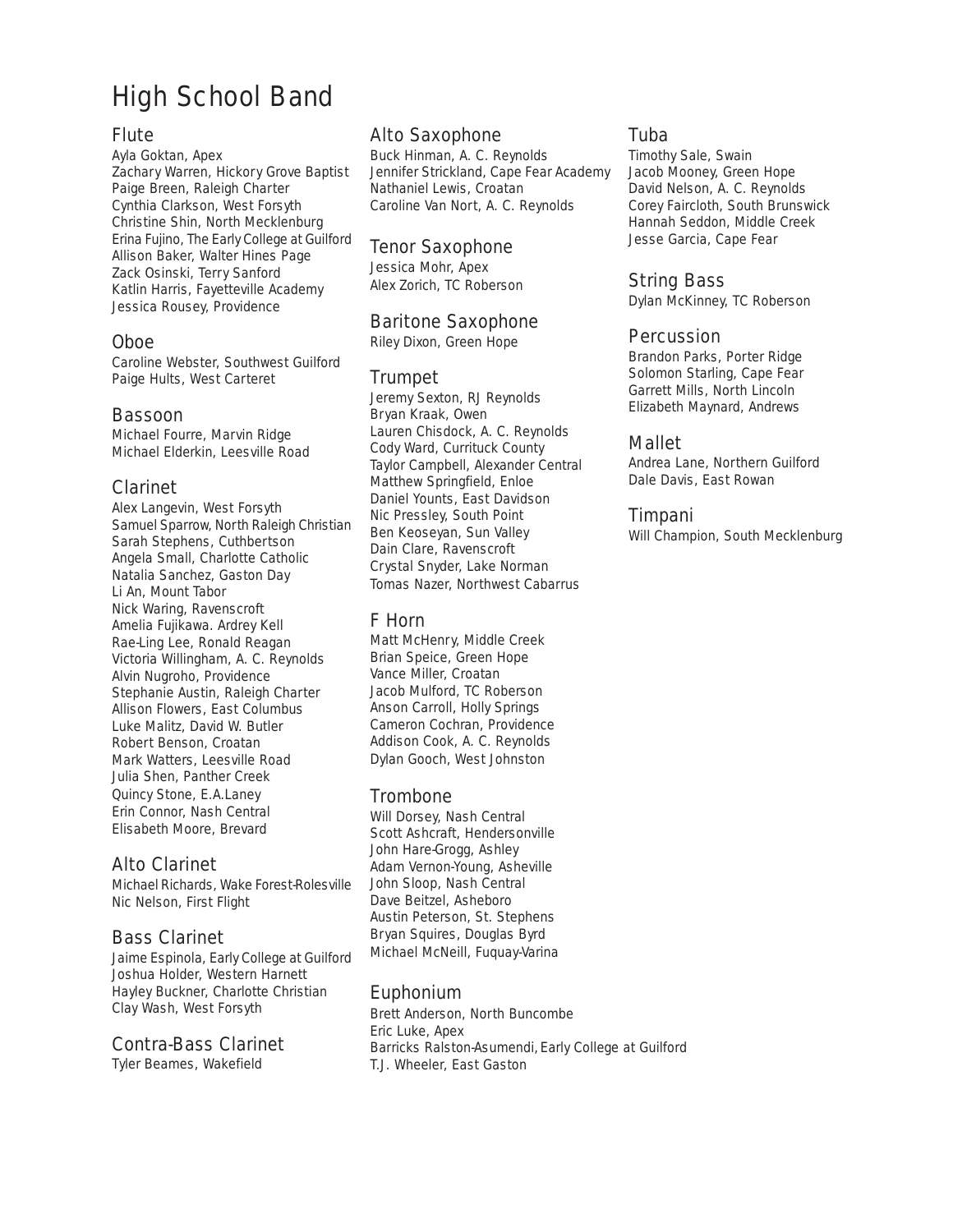# High School Band

## Flute

Ayla Goktan, Apex
Zachary Warren, Hickory Grove Baptist
Paige Breen, Raleigh Charter
Cynthia Clarkson, West Forsyth
Christine Shin, North Mecklenburg
Erina Fujino, The Early College at Guilford
Allison Baker, Walter Hines Page
Zack Osinski, Terry Sanford
Katlin Harris, Fayetteville Academy
Jessica Rousey, Providence

## Oboe

Caroline Webster, Southwest Guilford
Paige Hults, West Carteret

## Bassoon

Michael Fourre, Marvin Ridge
Michael Elderkin, Leesville Road

## Clarinet

Alex Langevin, West Forsyth
Samuel Sparrow, North Raleigh Christian
Sarah Stephens, Cuthbertson
Angela Small, Charlotte Catholic
Natalia Sanchez, Gaston Day
Li An, Mount Tabor
Nick Waring, Ravenscroft
Amelia Fujikawa. Ardrey Kell
Rae-Ling Lee, Ronald Reagan
Victoria Willingham, A. C. Reynolds
Alvin Nugroho, Providence
Stephanie Austin, Raleigh Charter
Allison Flowers, East Columbus
Luke Malitz, David W. Butler
Robert Benson, Croatan
Mark Watters, Leesville Road
Julia Shen, Panther Creek
Quincy Stone, E.A.Laney
Erin Connor, Nash Central
Elisabeth Moore, Brevard

## Alto Clarinet

Michael Richards, Wake Forest-Rolesville
Nic Nelson, First Flight

## Bass Clarinet

Jaime Espinola, Early College at Guilford
Joshua Holder, Western Harnett
Hayley Buckner, Charlotte Christian
Clay Wash, West Forsyth

## Contra-Bass Clarinet

Tyler Beames, Wakefield

## Alto Saxophone

Buck Hinman, A. C. Reynolds
Jennifer Strickland, Cape Fear Academy
Nathaniel Lewis, Croatan
Caroline Van Nort, A. C. Reynolds

## Tenor Saxophone

Jessica Mohr, Apex
Alex Zorich, TC Roberson

## Baritone Saxophone

Riley Dixon, Green Hope

## Trumpet

Jeremy Sexton, RJ Reynolds
Bryan Kraak, Owen
Lauren Chisdock, A. C. Reynolds
Cody Ward, Currituck County
Taylor Campbell, Alexander Central
Matthew Springfield, Enloe
Daniel Younts, East Davidson
Nic Pressley, South Point
Ben Keoseyan, Sun Valley
Dain Clare, Ravenscroft
Crystal Snyder, Lake Norman
Tomas Nazer, Northwest Cabarrus

## F Horn

Matt McHenry, Middle Creek
Brian Speice, Green Hope
Vance Miller, Croatan
Jacob Mulford, TC Roberson
Anson Carroll, Holly Springs
Cameron Cochran, Providence
Addison Cook, A. C. Reynolds
Dylan Gooch, West Johnston

## Trombone

Will Dorsey, Nash Central
Scott Ashcraft, Hendersonville
John Hare-Grogg, Ashley
Adam Vernon-Young, Asheville
John Sloop, Nash Central
Dave Beitzel, Asheboro
Austin Peterson, St. Stephens
Bryan Squires, Douglas Byrd
Michael McNeill, Fuquay-Varina

## Euphonium

Brett Anderson, North Buncombe
Eric Luke, Apex
Barricks Ralston-Asumendi, Early College at Guilford
T.J. Wheeler, East Gaston

## Tuba

Timothy Sale, Swain
Jacob Mooney, Green Hope
David Nelson, A. C. Reynolds
Corey Faircloth, South Brunswick
Hannah Seddon, Middle Creek
Jesse Garcia, Cape Fear

## String Bass

Dylan McKinney, TC Roberson

## Percussion

Brandon Parks, Porter Ridge
Solomon Starling, Cape Fear
Garrett Mills, North Lincoln
Elizabeth Maynard, Andrews

## Mallet

Andrea Lane, Northern Guilford
Dale Davis, East Rowan

## Timpani

Will Champion, South Mecklenburg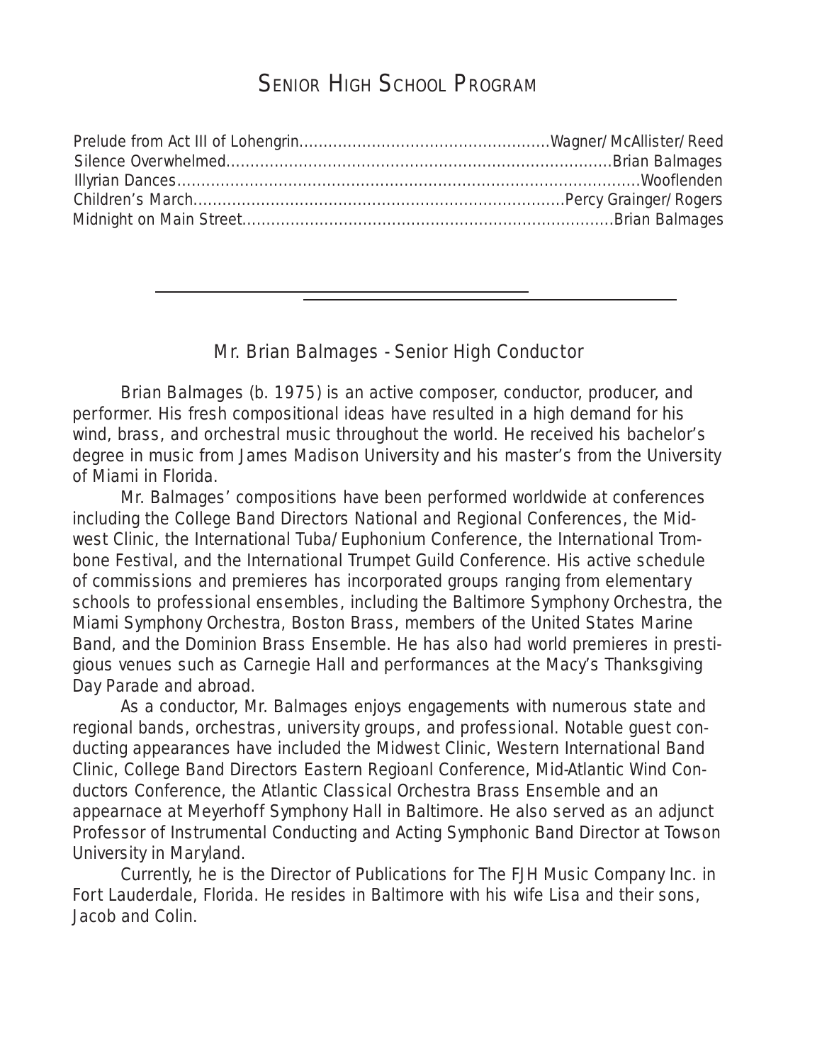# Senior High School Program

Prelude from Act III of Lohengrin....................................................Wagner/McAllister/Reed
Silence Overwhelmed...............................................................................Brian Balmages
Illyrian Dances................................................................................................Wooflenden
Children's March..........................................................................Percy Grainger/Rogers
Midnight on Main Street...........................................................................Brian Balmages

---

## Mr. Brian Balmages - Senior High Conductor

Brian Balmages (b. 1975) is an active composer, conductor, producer, and performer. His fresh compositional ideas have resulted in a high demand for his wind, brass, and orchestral music throughout the world. He received his bachelor's degree in music from James Madison University and his master's from the University of Miami in Florida.

Mr. Balmages' compositions have been performed worldwide at conferences including the College Band Directors National and Regional Conferences, the Midwest Clinic, the International Tuba/Euphonium Conference, the International Trombone Festival, and the International Trumpet Guild Conference. His active schedule of commissions and premieres has incorporated groups ranging from elementary schools to professional ensembles, including the Baltimore Symphony Orchestra, the Miami Symphony Orchestra, Boston Brass, members of the United States Marine Band, and the Dominion Brass Ensemble. He has also had world premieres in prestigious venues such as Carnegie Hall and performances at the Macy's Thanksgiving Day Parade and abroad.

As a conductor, Mr. Balmages enjoys engagements with numerous state and regional bands, orchestras, university groups, and professional. Notable guest conducting appearances have included the Midwest Clinic, Western International Band Clinic, College Band Directors Eastern Regioanl Conference, Mid-Atlantic Wind Conductors Conference, the Atlantic Classical Orchestra Brass Ensemble and an appearnace at Meyerhoff Symphony Hall in Baltimore. He also served as an adjunct Professor of Instrumental Conducting and Acting Symphonic Band Director at Towson University in Maryland.

Currently, he is the Director of Publications for The FJH Music Company Inc. in Fort Lauderdale, Florida. He resides in Baltimore with his wife Lisa and their sons, Jacob and Colin.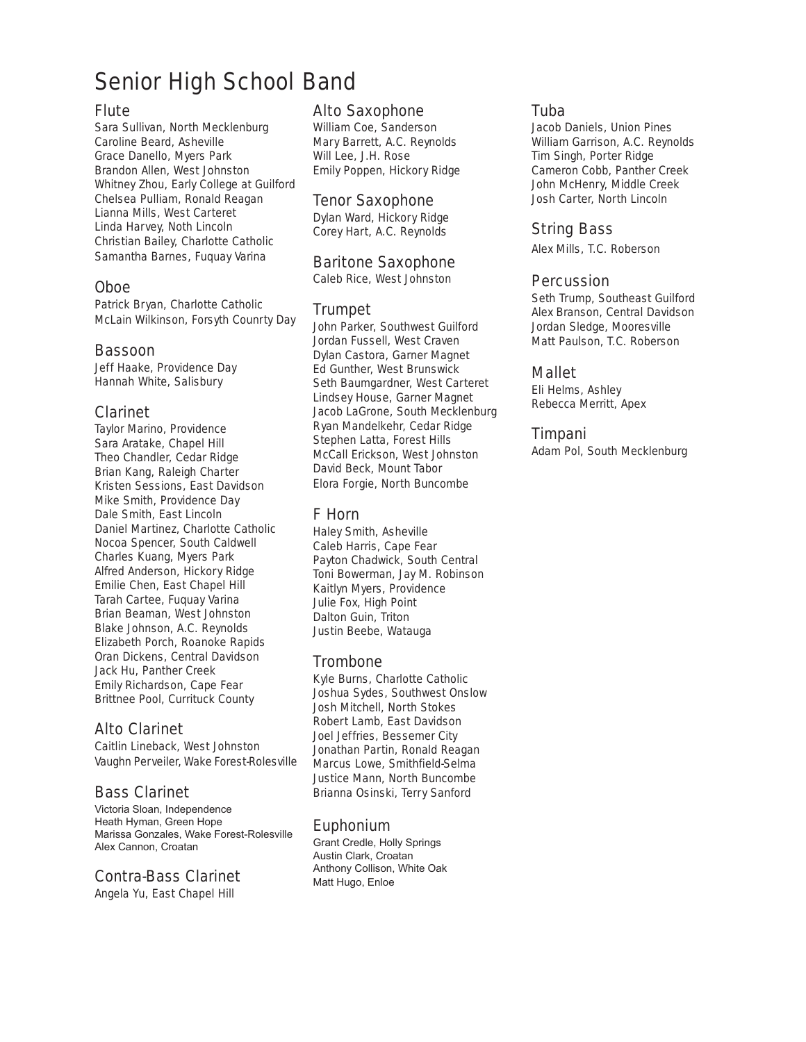# Senior High School Band

## Flute

Sara Sullivan, North Mecklenburg
Caroline Beard, Asheville
Grace Danello, Myers Park
Brandon Allen, West Johnston
Whitney Zhou, Early College at Guilford
Chelsea Pulliam, Ronald Reagan
Lianna Mills, West Carteret
Linda Harvey, Noth Lincoln
Christian Bailey, Charlotte Catholic
Samantha Barnes, Fuquay Varina

## Oboe

Patrick Bryan, Charlotte Catholic
McLain Wilkinson, Forsyth Counrty Day

## Bassoon

Jeff Haake, Providence Day
Hannah White, Salisbury

## Clarinet

Taylor Marino, Providence
Sara Aratake, Chapel Hill
Theo Chandler, Cedar Ridge
Brian Kang, Raleigh Charter
Kristen Sessions, East Davidson
Mike Smith, Providence Day
Dale Smith, East Lincoln
Daniel Martinez, Charlotte Catholic
Nocoa Spencer, South Caldwell
Charles Kuang, Myers Park
Alfred Anderson, Hickory Ridge
Emilie Chen, East Chapel Hill
Tarah Cartee, Fuquay Varina
Brian Beaman, West Johnston
Blake Johnson, A.C. Reynolds
Elizabeth Porch, Roanoke Rapids
Oran Dickens, Central Davidson
Jack Hu, Panther Creek
Emily Richardson, Cape Fear
Brittnee Pool, Currituck County

## Alto Clarinet

Caitlin Lineback, West Johnston
Vaughn Perveiler, Wake Forest-Rolesville

## Bass Clarinet

Victoria Sloan, Independence
Heath Hyman, Green Hope
Marissa Gonzales, Wake Forest-Rolesville
Alex Cannon, Croatan

## Contra-Bass Clarinet

Angela Yu, East Chapel Hill

## Alto Saxophone

William Coe, Sanderson
Mary Barrett, A.C. Reynolds
Will Lee, J.H. Rose
Emily Poppen, Hickory Ridge

## Tenor Saxophone

Dylan Ward, Hickory Ridge
Corey Hart, A.C. Reynolds

## Baritone Saxophone

Caleb Rice, West Johnston

## Trumpet

John Parker, Southwest Guilford
Jordan Fussell, West Craven
Dylan Castora, Garner Magnet
Ed Gunther, West Brunswick
Seth Baumgardner, West Carteret
Lindsey House, Garner Magnet
Jacob LaGrone, South Mecklenburg
Ryan Mandelkehr, Cedar Ridge
Stephen Latta, Forest Hills
McCall Erickson, West Johnston
David Beck, Mount Tabor
Elora Forgie, North Buncombe

## F Horn

Haley Smith, Asheville
Caleb Harris, Cape Fear
Payton Chadwick, South Central
Toni Bowerman, Jay M. Robinson
Kaitlyn Myers, Providence
Julie Fox, High Point
Dalton Guin, Triton
Justin Beebe, Watauga

## Trombone

Kyle Burns, Charlotte Catholic
Joshua Sydes, Southwest Onslow
Josh Mitchell, North Stokes
Robert Lamb, East Davidson
Joel Jeffries, Bessemer City
Jonathan Partin, Ronald Reagan
Marcus Lowe, Smithfield-Selma
Justice Mann, North Buncombe
Brianna Osinski, Terry Sanford

## Euphonium

Grant Credle, Holly Springs
Austin Clark, Croatan
Anthony Collison, White Oak
Matt Hugo, Enloe

## Tuba

Jacob Daniels, Union Pines
William Garrison, A.C. Reynolds
Tim Singh, Porter Ridge
Cameron Cobb, Panther Creek
John McHenry, Middle Creek
Josh Carter, North Lincoln

## String Bass

Alex Mills, T.C. Roberson

## Percussion

Seth Trump, Southeast Guilford
Alex Branson, Central Davidson
Jordan Sledge, Mooresville
Matt Paulson, T.C. Roberson

## Mallet

Eli Helms, Ashley
Rebecca Merritt, Apex

## Timpani

Adam Pol, South Mecklenburg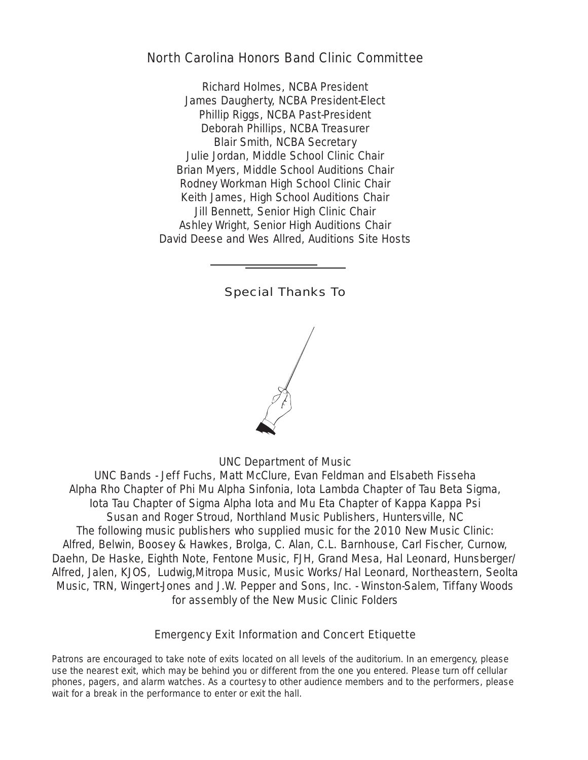## North Carolina Honors Band Clinic Committee

Richard Holmes, NCBA President
James Daugherty, NCBA President-Elect
Phillip Riggs, NCBA Past-President
Deborah Phillips, NCBA Treasurer
Blair Smith, NCBA Secretary
Julie Jordan, Middle School Clinic Chair
Brian Myers, Middle School Auditions Chair
Rodney Workman High School Clinic Chair
Keith James, High School Auditions Chair
Jill Bennett, Senior High Clinic Chair
Ashley Wright, Senior High Auditions Chair
David Deese and Wes Allred, Auditions Site Hosts

## Special Thanks To

UNC Department of Music
UNC Bands - Jeff Fuchs, Matt McClure, Evan Feldman and Elsabeth Fisseha
Alpha Rho Chapter of Phi Mu Alpha Sinfonia, Iota Lambda Chapter of Tau Beta Sigma,
Iota Tau Chapter of Sigma Alpha Iota and Mu Eta Chapter of Kappa Kappa Psi
Susan and Roger Stroud, Northland Music Publishers, Huntersville, NC
The following music publishers who supplied music for the 2010 New Music Clinic:
Alfred, Belwin, Boosey & Hawkes, Brolga, C. Alan, C.L. Barnhouse, Carl Fischer, Curnow, Daehn, De Haske, Eighth Note, Fentone Music, FJH, Grand Mesa, Hal Leonard, Hunsberger/ Alfred, Jalen, KJOS, Ludwig,Mitropa Music, Music Works/ Hal Leonard, Northeastern, Seolta Music, TRN, Wingert-Jones and J.W. Pepper and Sons, Inc. - Winston-Salem, Tiffany Woods for assembly of the New Music Clinic Folders

## Emergency Exit Information and Concert Etiquette

Patrons are encouraged to take note of exits located on all levels of the auditorium. In an emergency, please use the nearest exit, which may be behind you or different from the one you entered. Please turn off cellular phones, pagers, and alarm watches. As a courtesy to other audience members and to the performers, please wait for a break in the performance to enter or exit the hall.